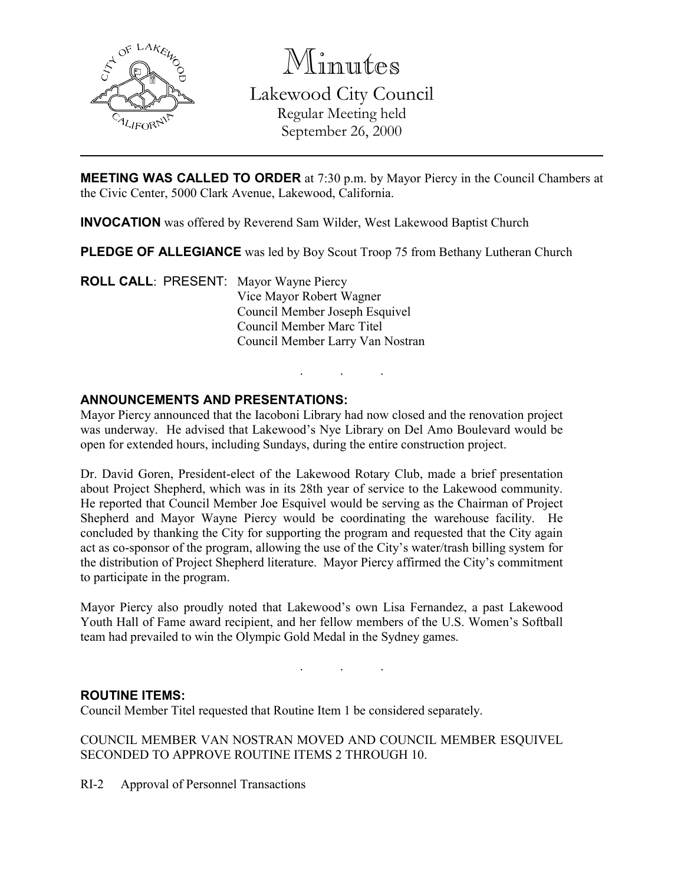# Minutes

## Lakewood City Council

Regular Meeting held
September 26, 2000

---

**MEETING WAS CALLED TO ORDER** at 7:30 p.m. by Mayor Piercy in the Council Chambers at the Civic Center, 5000 Clark Avenue, Lakewood, California.

**INVOCATION** was offered by Reverend Sam Wilder, West Lakewood Baptist Church

**PLEDGE OF ALLEGIANCE** was led by Boy Scout Troop 75 from Bethany Lutheran Church

**ROLL CALL**: PRESENT: Mayor Wayne Piercy
Vice Mayor Robert Wagner
Council Member Joseph Esquivel
Council Member Marc Titel
Council Member Larry Van Nostran

. . .

**ANNOUNCEMENTS AND PRESENTATIONS:**

Mayor Piercy announced that the Iacoboni Library had now closed and the renovation project was underway. He advised that Lakewood's Nye Library on Del Amo Boulevard would be open for extended hours, including Sundays, during the entire construction project.

Dr. David Goren, President-elect of the Lakewood Rotary Club, made a brief presentation about Project Shepherd, which was in its 28th year of service to the Lakewood community. He reported that Council Member Joe Esquivel would be serving as the Chairman of Project Shepherd and Mayor Wayne Piercy would be coordinating the warehouse facility. He concluded by thanking the City for supporting the program and requested that the City again act as co-sponsor of the program, allowing the use of the City's water/trash billing system for the distribution of Project Shepherd literature. Mayor Piercy affirmed the City's commitment to participate in the program.

Mayor Piercy also proudly noted that Lakewood's own Lisa Fernandez, a past Lakewood Youth Hall of Fame award recipient, and her fellow members of the U.S. Women's Softball team had prevailed to win the Olympic Gold Medal in the Sydney games.

. . .

**ROUTINE ITEMS:**

Council Member Titel requested that Routine Item 1 be considered separately.

COUNCIL MEMBER VAN NOSTRAN MOVED AND COUNCIL MEMBER ESQUIVEL SECONDED TO APPROVE ROUTINE ITEMS 2 THROUGH 10.

RI-2 Approval of Personnel Transactions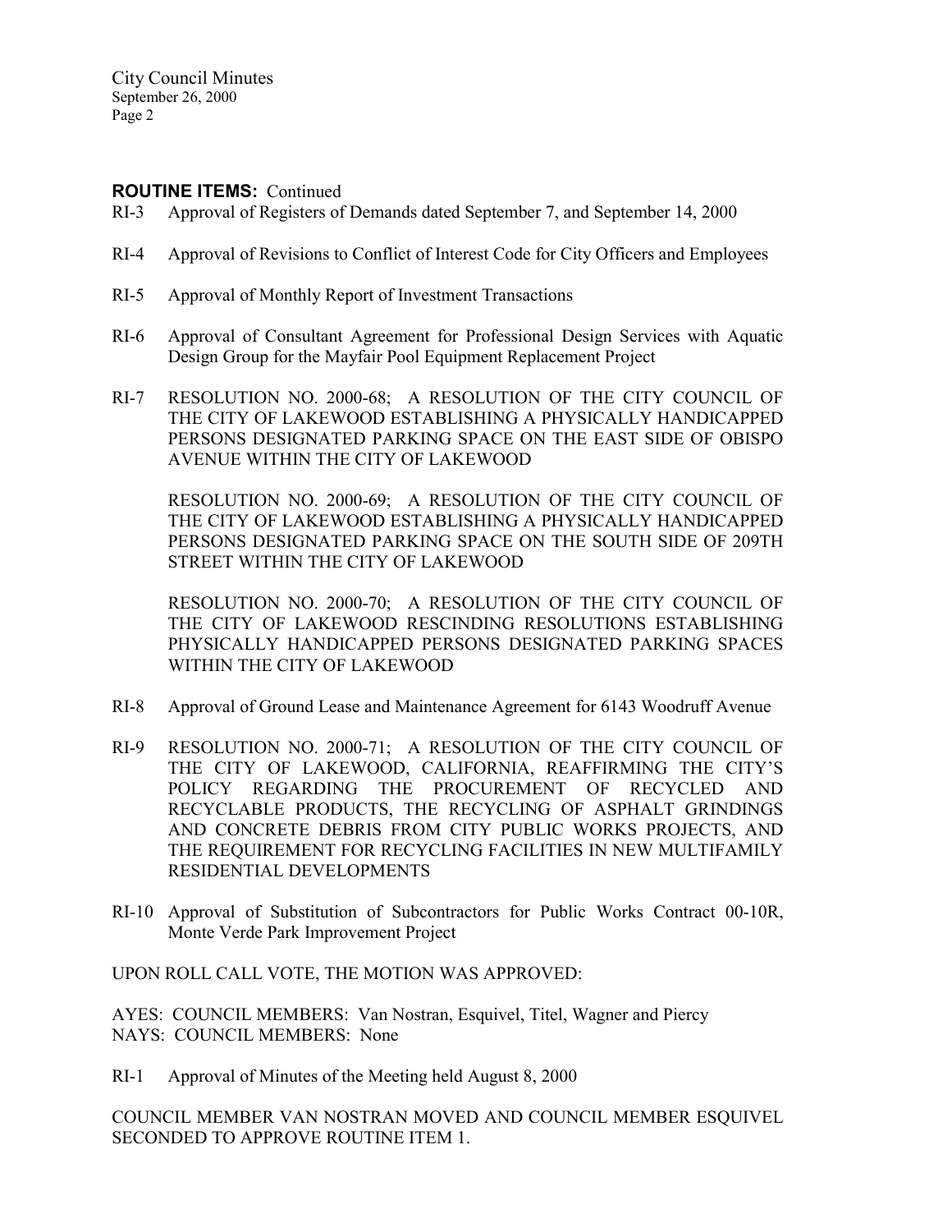**ROUTINE ITEMS:** Continued

RI-3 Approval of Registers of Demands dated September 7, and September 14, 2000

RI-4 Approval of Revisions to Conflict of Interest Code for City Officers and Employees

RI-5 Approval of Monthly Report of Investment Transactions

RI-6 Approval of Consultant Agreement for Professional Design Services with Aquatic Design Group for the Mayfair Pool Equipment Replacement Project

RI-7 RESOLUTION NO. 2000-68; A RESOLUTION OF THE CITY COUNCIL OF THE CITY OF LAKEWOOD ESTABLISHING A PHYSICALLY HANDICAPPED PERSONS DESIGNATED PARKING SPACE ON THE EAST SIDE OF OBISPO AVENUE WITHIN THE CITY OF LAKEWOOD

RESOLUTION NO. 2000-69; A RESOLUTION OF THE CITY COUNCIL OF THE CITY OF LAKEWOOD ESTABLISHING A PHYSICALLY HANDICAPPED PERSONS DESIGNATED PARKING SPACE ON THE SOUTH SIDE OF 209TH STREET WITHIN THE CITY OF LAKEWOOD

RESOLUTION NO. 2000-70; A RESOLUTION OF THE CITY COUNCIL OF THE CITY OF LAKEWOOD RESCINDING RESOLUTIONS ESTABLISHING PHYSICALLY HANDICAPPED PERSONS DESIGNATED PARKING SPACES WITHIN THE CITY OF LAKEWOOD

RI-8 Approval of Ground Lease and Maintenance Agreement for 6143 Woodruff Avenue

RI-9 RESOLUTION NO. 2000-71; A RESOLUTION OF THE CITY COUNCIL OF THE CITY OF LAKEWOOD, CALIFORNIA, REAFFIRMING THE CITY'S POLICY REGARDING THE PROCUREMENT OF RECYCLED AND RECYCLABLE PRODUCTS, THE RECYCLING OF ASPHALT GRINDINGS AND CONCRETE DEBRIS FROM CITY PUBLIC WORKS PROJECTS, AND THE REQUIREMENT FOR RECYCLING FACILITIES IN NEW MULTIFAMILY RESIDENTIAL DEVELOPMENTS

RI-10 Approval of Substitution of Subcontractors for Public Works Contract 00-10R, Monte Verde Park Improvement Project

UPON ROLL CALL VOTE, THE MOTION WAS APPROVED:

AYES: COUNCIL MEMBERS: Van Nostran, Esquivel, Titel, Wagner and Piercy
NAYS: COUNCIL MEMBERS: None

RI-1 Approval of Minutes of the Meeting held August 8, 2000

COUNCIL MEMBER VAN NOSTRAN MOVED AND COUNCIL MEMBER ESQUIVEL SECONDED TO APPROVE ROUTINE ITEM 1.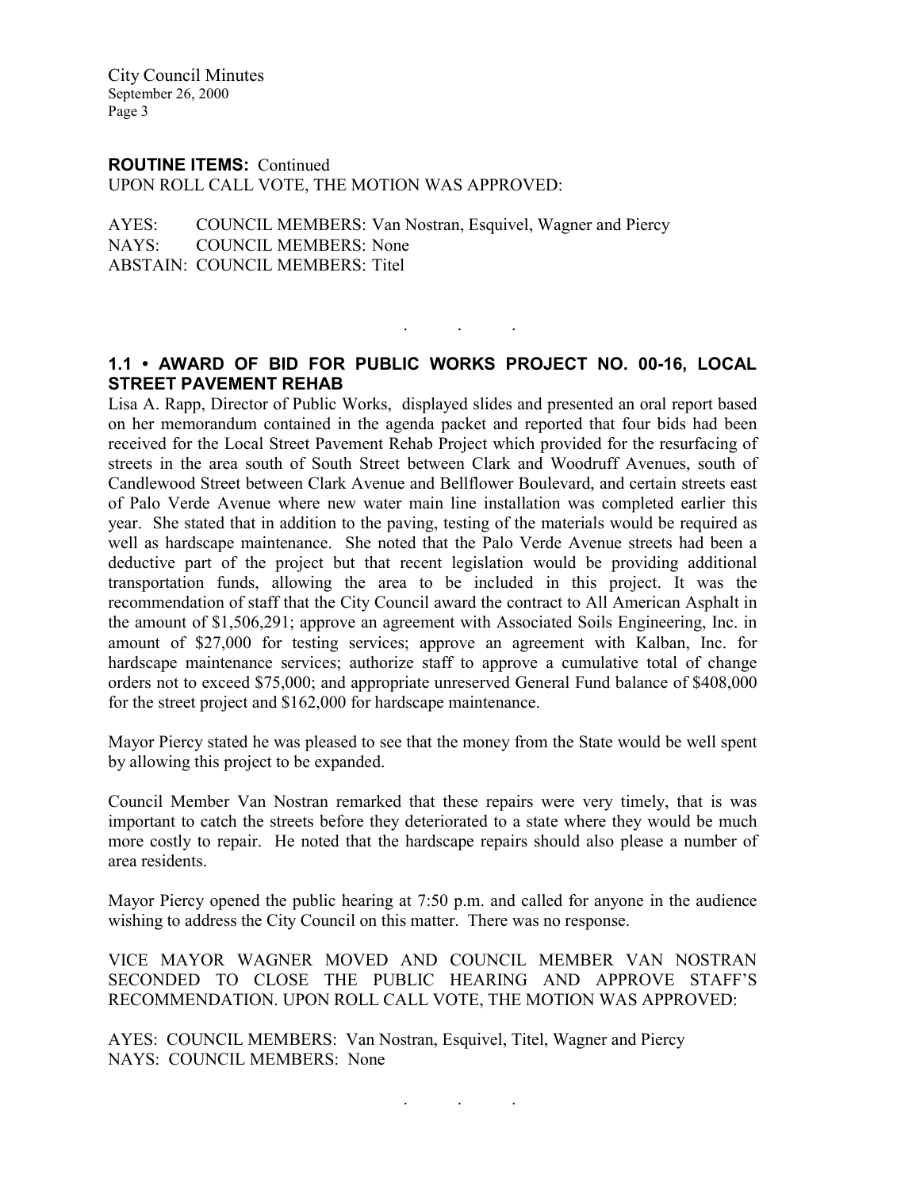**ROUTINE ITEMS:** Continued

UPON ROLL CALL VOTE, THE MOTION WAS APPROVED:

AYES: COUNCIL MEMBERS: Van Nostran, Esquivel, Wagner and Piercy
NAYS: COUNCIL MEMBERS: None
ABSTAIN: COUNCIL MEMBERS: Titel

. . .

## 1.1 • AWARD OF BID FOR PUBLIC WORKS PROJECT NO. 00-16, LOCAL STREET PAVEMENT REHAB

Lisa A. Rapp, Director of Public Works, displayed slides and presented an oral report based on her memorandum contained in the agenda packet and reported that four bids had been received for the Local Street Pavement Rehab Project which provided for the resurfacing of streets in the area south of South Street between Clark and Woodruff Avenues, south of Candlewood Street between Clark Avenue and Bellflower Boulevard, and certain streets east of Palo Verde Avenue where new water main line installation was completed earlier this year. She stated that in addition to the paving, testing of the materials would be required as well as hardscape maintenance. She noted that the Palo Verde Avenue streets had been a deductive part of the project but that recent legislation would be providing additional transportation funds, allowing the area to be included in this project. It was the recommendation of staff that the City Council award the contract to All American Asphalt in the amount of $1,506,291; approve an agreement with Associated Soils Engineering, Inc. in amount of $27,000 for testing services; approve an agreement with Kalban, Inc. for hardscape maintenance services; authorize staff to approve a cumulative total of change orders not to exceed $75,000; and appropriate unreserved General Fund balance of $408,000 for the street project and $162,000 for hardscape maintenance.

Mayor Piercy stated he was pleased to see that the money from the State would be well spent by allowing this project to be expanded.

Council Member Van Nostran remarked that these repairs were very timely, that is was important to catch the streets before they deteriorated to a state where they would be much more costly to repair. He noted that the hardscape repairs should also please a number of area residents.

Mayor Piercy opened the public hearing at 7:50 p.m. and called for anyone in the audience wishing to address the City Council on this matter. There was no response.

VICE MAYOR WAGNER MOVED AND COUNCIL MEMBER VAN NOSTRAN SECONDED TO CLOSE THE PUBLIC HEARING AND APPROVE STAFF'S RECOMMENDATION. UPON ROLL CALL VOTE, THE MOTION WAS APPROVED:

AYES: COUNCIL MEMBERS: Van Nostran, Esquivel, Titel, Wagner and Piercy
NAYS: COUNCIL MEMBERS: None

. . .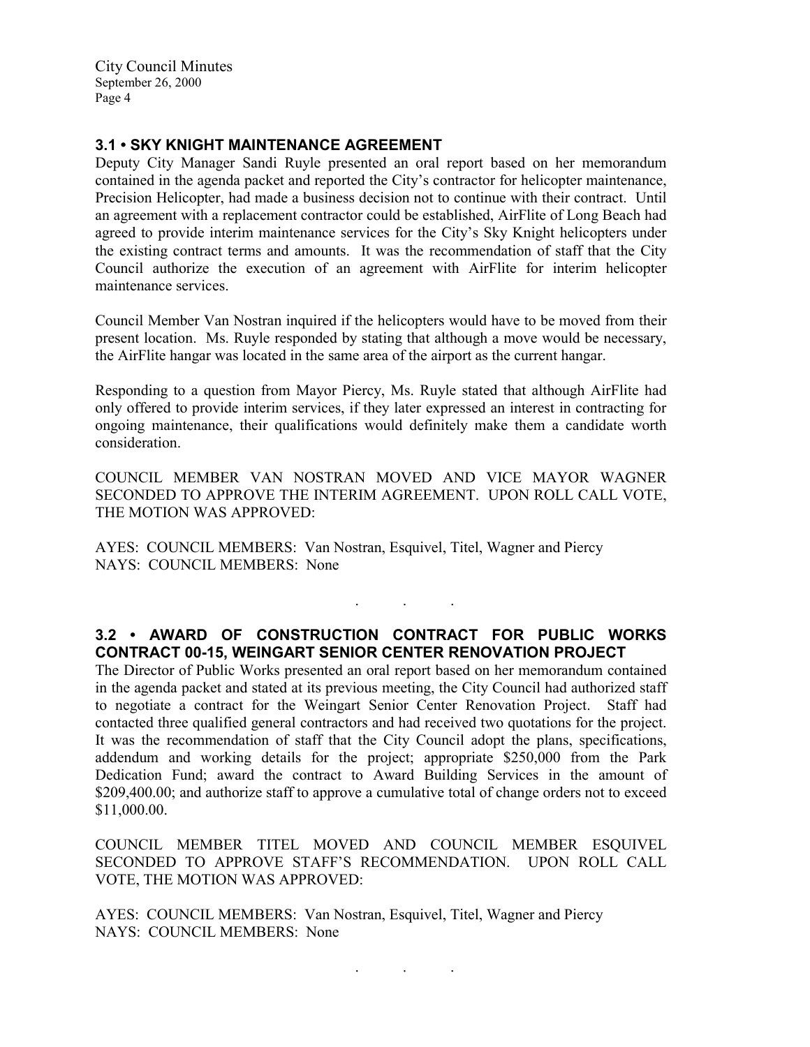### 3.1 • SKY KNIGHT MAINTENANCE AGREEMENT

Deputy City Manager Sandi Ruyle presented an oral report based on her memorandum contained in the agenda packet and reported the City's contractor for helicopter maintenance, Precision Helicopter, had made a business decision not to continue with their contract. Until an agreement with a replacement contractor could be established, AirFlite of Long Beach had agreed to provide interim maintenance services for the City's Sky Knight helicopters under the existing contract terms and amounts. It was the recommendation of staff that the City Council authorize the execution of an agreement with AirFlite for interim helicopter maintenance services.

Council Member Van Nostran inquired if the helicopters would have to be moved from their present location. Ms. Ruyle responded by stating that although a move would be necessary, the AirFlite hangar was located in the same area of the airport as the current hangar.

Responding to a question from Mayor Piercy, Ms. Ruyle stated that although AirFlite had only offered to provide interim services, if they later expressed an interest in contracting for ongoing maintenance, their qualifications would definitely make them a candidate worth consideration.

COUNCIL MEMBER VAN NOSTRAN MOVED AND VICE MAYOR WAGNER SECONDED TO APPROVE THE INTERIM AGREEMENT. UPON ROLL CALL VOTE, THE MOTION WAS APPROVED:

AYES: COUNCIL MEMBERS: Van Nostran, Esquivel, Titel, Wagner and Piercy
NAYS: COUNCIL MEMBERS: None

. . .

### 3.2 • AWARD OF CONSTRUCTION CONTRACT FOR PUBLIC WORKS CONTRACT 00-15, WEINGART SENIOR CENTER RENOVATION PROJECT

The Director of Public Works presented an oral report based on her memorandum contained in the agenda packet and stated at its previous meeting, the City Council had authorized staff to negotiate a contract for the Weingart Senior Center Renovation Project. Staff had contacted three qualified general contractors and had received two quotations for the project. It was the recommendation of staff that the City Council adopt the plans, specifications, addendum and working details for the project; appropriate $250,000 from the Park Dedication Fund; award the contract to Award Building Services in the amount of $209,400.00; and authorize staff to approve a cumulative total of change orders not to exceed $11,000.00.

COUNCIL MEMBER TITEL MOVED AND COUNCIL MEMBER ESQUIVEL SECONDED TO APPROVE STAFF'S RECOMMENDATION. UPON ROLL CALL VOTE, THE MOTION WAS APPROVED:

AYES: COUNCIL MEMBERS: Van Nostran, Esquivel, Titel, Wagner and Piercy
NAYS: COUNCIL MEMBERS: None

. . .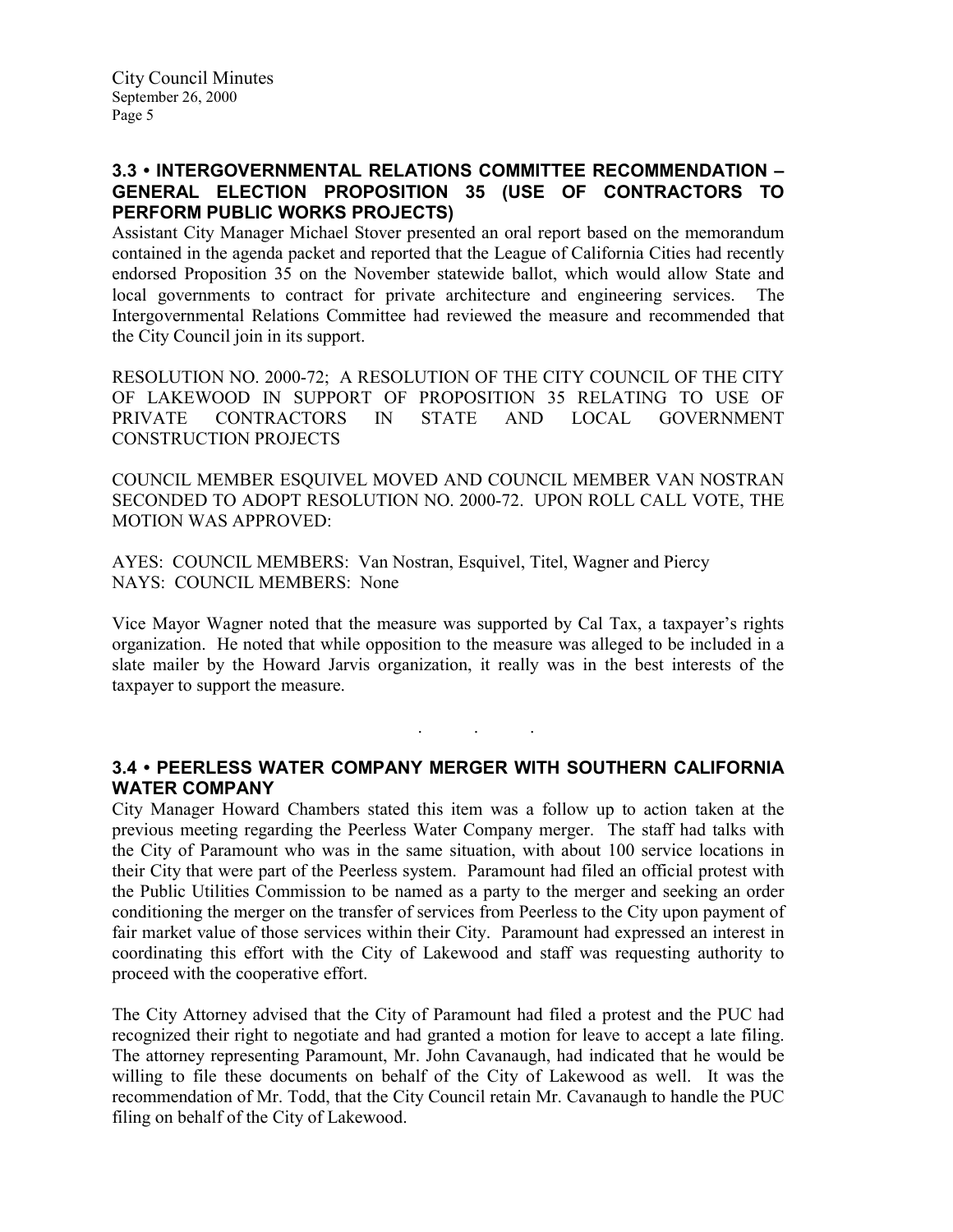### 3.3 • INTERGOVERNMENTAL RELATIONS COMMITTEE RECOMMENDATION – GENERAL ELECTION PROPOSITION 35 (USE OF CONTRACTORS TO PERFORM PUBLIC WORKS PROJECTS)

Assistant City Manager Michael Stover presented an oral report based on the memorandum contained in the agenda packet and reported that the League of California Cities had recently endorsed Proposition 35 on the November statewide ballot, which would allow State and local governments to contract for private architecture and engineering services. The Intergovernmental Relations Committee had reviewed the measure and recommended that the City Council join in its support.

RESOLUTION NO. 2000-72; A RESOLUTION OF THE CITY COUNCIL OF THE CITY OF LAKEWOOD IN SUPPORT OF PROPOSITION 35 RELATING TO USE OF PRIVATE CONTRACTORS IN STATE AND LOCAL GOVERNMENT CONSTRUCTION PROJECTS

COUNCIL MEMBER ESQUIVEL MOVED AND COUNCIL MEMBER VAN NOSTRAN SECONDED TO ADOPT RESOLUTION NO. 2000-72. UPON ROLL CALL VOTE, THE MOTION WAS APPROVED:

AYES: COUNCIL MEMBERS: Van Nostran, Esquivel, Titel, Wagner and Piercy
NAYS: COUNCIL MEMBERS: None

Vice Mayor Wagner noted that the measure was supported by Cal Tax, a taxpayer's rights organization. He noted that while opposition to the measure was alleged to be included in a slate mailer by the Howard Jarvis organization, it really was in the best interests of the taxpayer to support the measure.

. . .

### 3.4 • PEERLESS WATER COMPANY MERGER WITH SOUTHERN CALIFORNIA WATER COMPANY

City Manager Howard Chambers stated this item was a follow up to action taken at the previous meeting regarding the Peerless Water Company merger. The staff had talks with the City of Paramount who was in the same situation, with about 100 service locations in their City that were part of the Peerless system. Paramount had filed an official protest with the Public Utilities Commission to be named as a party to the merger and seeking an order conditioning the merger on the transfer of services from Peerless to the City upon payment of fair market value of those services within their City. Paramount had expressed an interest in coordinating this effort with the City of Lakewood and staff was requesting authority to proceed with the cooperative effort.

The City Attorney advised that the City of Paramount had filed a protest and the PUC had recognized their right to negotiate and had granted a motion for leave to accept a late filing. The attorney representing Paramount, Mr. John Cavanaugh, had indicated that he would be willing to file these documents on behalf of the City of Lakewood as well. It was the recommendation of Mr. Todd, that the City Council retain Mr. Cavanaugh to handle the PUC filing on behalf of the City of Lakewood.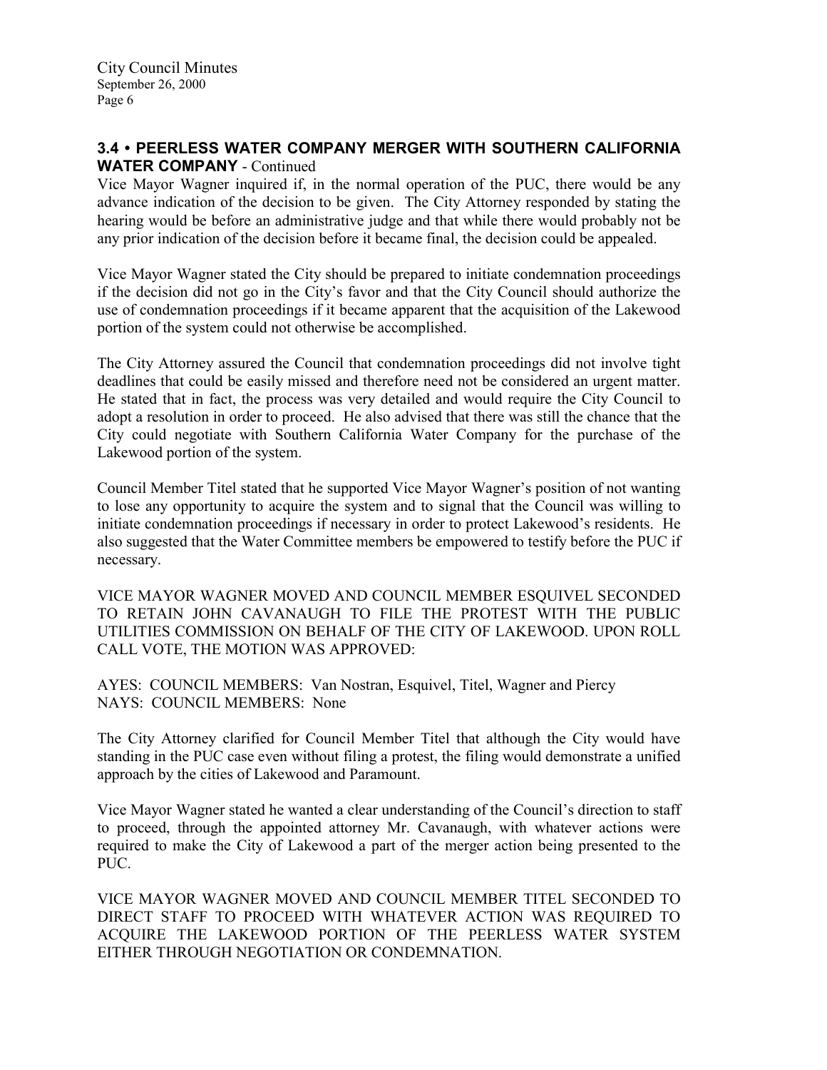### 3.4 • PEERLESS WATER COMPANY MERGER WITH SOUTHERN CALIFORNIA WATER COMPANY - Continued

Vice Mayor Wagner inquired if, in the normal operation of the PUC, there would be any advance indication of the decision to be given. The City Attorney responded by stating the hearing would be before an administrative judge and that while there would probably not be any prior indication of the decision before it became final, the decision could be appealed.

Vice Mayor Wagner stated the City should be prepared to initiate condemnation proceedings if the decision did not go in the City's favor and that the City Council should authorize the use of condemnation proceedings if it became apparent that the acquisition of the Lakewood portion of the system could not otherwise be accomplished.

The City Attorney assured the Council that condemnation proceedings did not involve tight deadlines that could be easily missed and therefore need not be considered an urgent matter. He stated that in fact, the process was very detailed and would require the City Council to adopt a resolution in order to proceed. He also advised that there was still the chance that the City could negotiate with Southern California Water Company for the purchase of the Lakewood portion of the system.

Council Member Titel stated that he supported Vice Mayor Wagner's position of not wanting to lose any opportunity to acquire the system and to signal that the Council was willing to initiate condemnation proceedings if necessary in order to protect Lakewood's residents. He also suggested that the Water Committee members be empowered to testify before the PUC if necessary.

VICE MAYOR WAGNER MOVED AND COUNCIL MEMBER ESQUIVEL SECONDED TO RETAIN JOHN CAVANAUGH TO FILE THE PROTEST WITH THE PUBLIC UTILITIES COMMISSION ON BEHALF OF THE CITY OF LAKEWOOD. UPON ROLL CALL VOTE, THE MOTION WAS APPROVED:

AYES: COUNCIL MEMBERS: Van Nostran, Esquivel, Titel, Wagner and Piercy
NAYS: COUNCIL MEMBERS: None

The City Attorney clarified for Council Member Titel that although the City would have standing in the PUC case even without filing a protest, the filing would demonstrate a unified approach by the cities of Lakewood and Paramount.

Vice Mayor Wagner stated he wanted a clear understanding of the Council's direction to staff to proceed, through the appointed attorney Mr. Cavanaugh, with whatever actions were required to make the City of Lakewood a part of the merger action being presented to the PUC.

VICE MAYOR WAGNER MOVED AND COUNCIL MEMBER TITEL SECONDED TO DIRECT STAFF TO PROCEED WITH WHATEVER ACTION WAS REQUIRED TO ACQUIRE THE LAKEWOOD PORTION OF THE PEERLESS WATER SYSTEM EITHER THROUGH NEGOTIATION OR CONDEMNATION.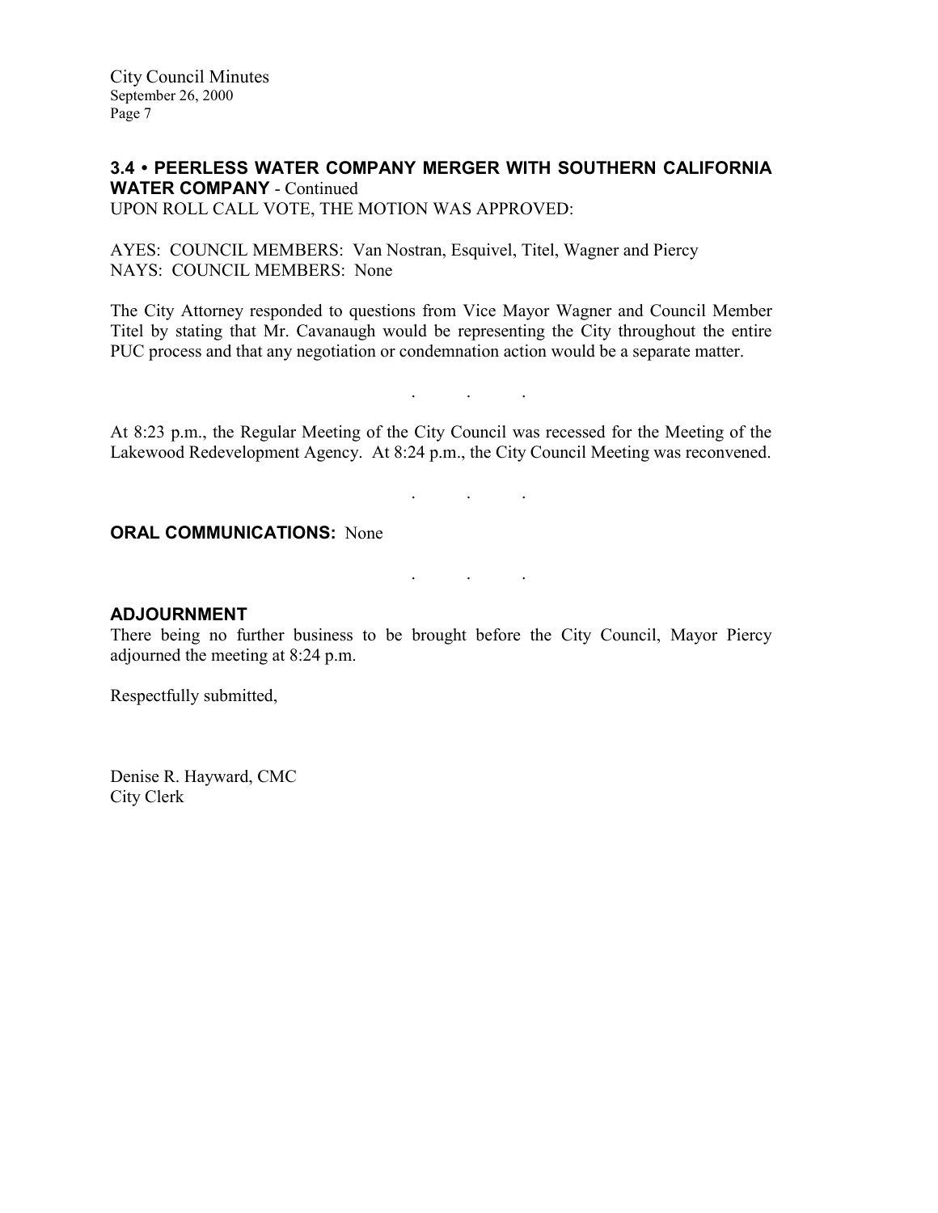### 3.4 • PEERLESS WATER COMPANY MERGER WITH SOUTHERN CALIFORNIA WATER COMPANY - Continued

UPON ROLL CALL VOTE, THE MOTION WAS APPROVED:

AYES: COUNCIL MEMBERS: Van Nostran, Esquivel, Titel, Wagner and Piercy
NAYS: COUNCIL MEMBERS: None

The City Attorney responded to questions from Vice Mayor Wagner and Council Member Titel by stating that Mr. Cavanaugh would be representing the City throughout the entire PUC process and that any negotiation or condemnation action would be a separate matter.

. . .

At 8:23 p.m., the Regular Meeting of the City Council was recessed for the Meeting of the Lakewood Redevelopment Agency. At 8:24 p.m., the City Council Meeting was reconvened.

. . .

**ORAL COMMUNICATIONS:** None

. . .

### ADJOURNMENT

There being no further business to be brought before the City Council, Mayor Piercy adjourned the meeting at 8:24 p.m.

Respectfully submitted,

Denise R. Hayward, CMC
City Clerk